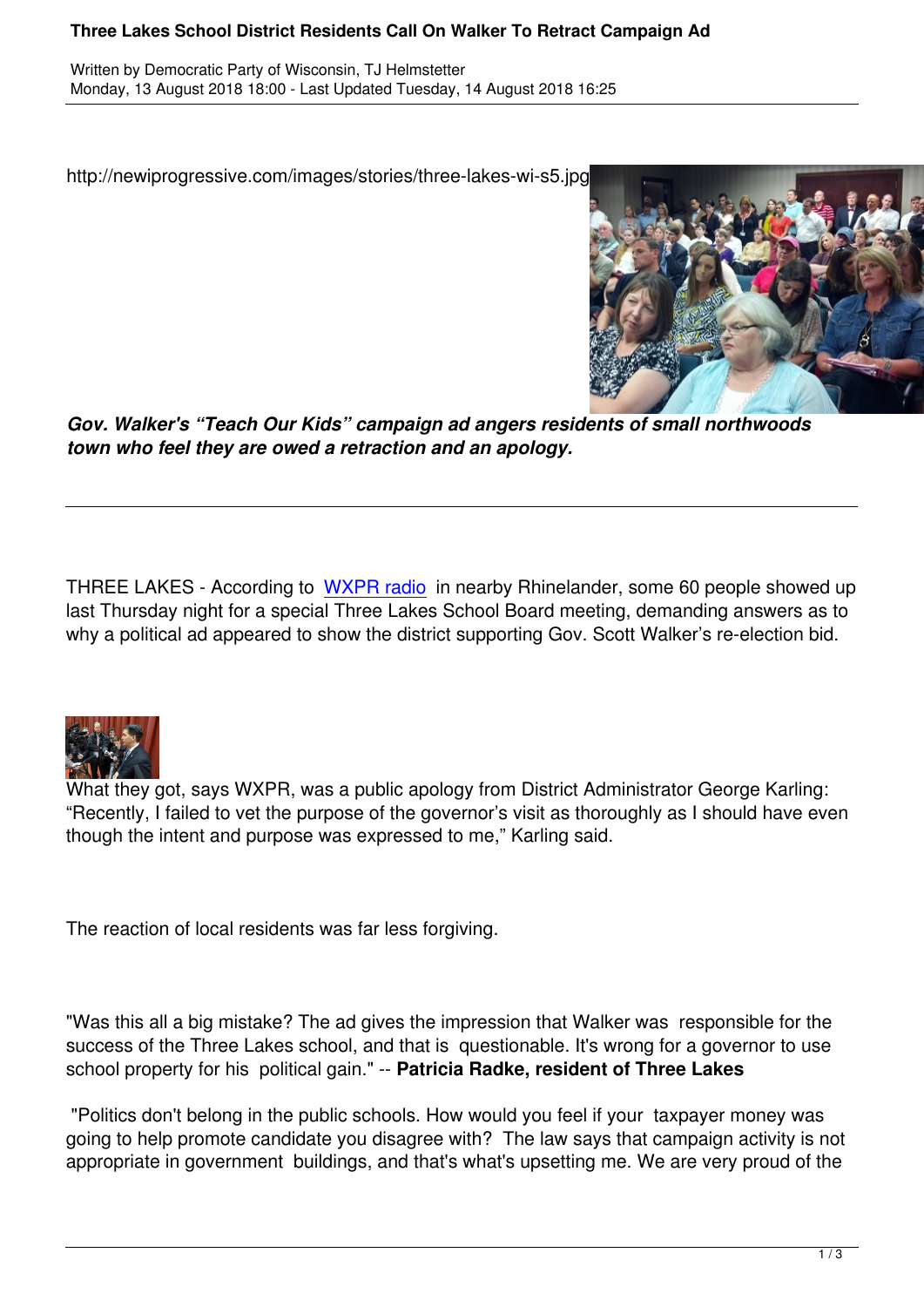# Three Lakes School District Residents Call On Walker To Retract Campaign Ad

Written by Democratic Party of Wisconsin, TJ Helmstetter
Monday, 13 August 2018 18:00 - Last Updated Tuesday, 14 August 2018 16:25

http://newiprogressive.com/images/stories/three-lakes-wi-s5.jpg

***Gov. Walker's "Teach Our Kids" campaign ad angers residents of small northwoods town who feel they are owed a retraction and an apology.***

---

THREE LAKES - According to WXPR radio in nearby Rhinelander, some 60 people showed up last Thursday night for a special Three Lakes School Board meeting, demanding answers as to why a political ad appeared to show the district supporting Gov. Scott Walker's re-election bid.

What they got, says WXPR, was a public apology from District Administrator George Karling: "Recently, I failed to vet the purpose of the governor's visit as thoroughly as I should have even though the intent and purpose was expressed to me," Karling said.

The reaction of local residents was far less forgiving.

"Was this all a big mistake? The ad gives the impression that Walker was responsible for the success of the Three Lakes school, and that is questionable. It's wrong for a governor to use school property for his political gain." -- **Patricia Radke, resident of Three Lakes**

"Politics don't belong in the public schools. How would you feel if your taxpayer money was going to help promote candidate you disagree with? The law says that campaign activity is not appropriate in government buildings, and that's what's upsetting me. We are very proud of the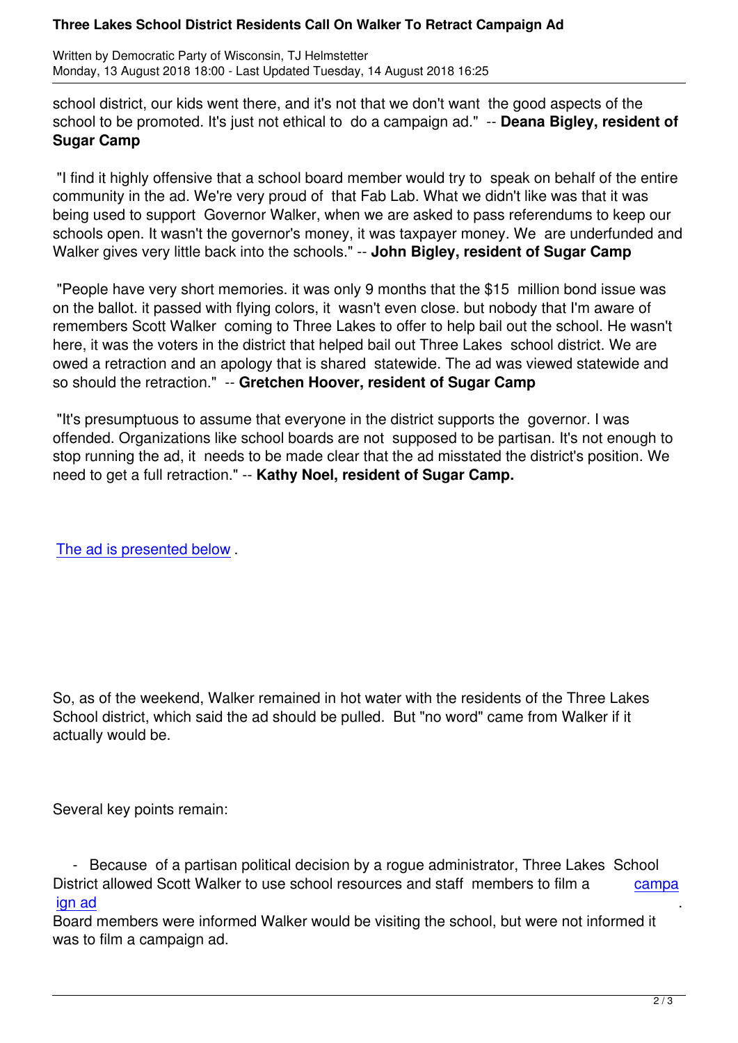school district, our kids went there, and it's not that we don't want the good aspects of the school to be promoted. It's just not ethical to do a campaign ad." -- **Deana Bigley, resident of Sugar Camp**

"I find it highly offensive that a school board member would try to speak on behalf of the entire community in the ad. We're very proud of that Fab Lab. What we didn't like was that it was being used to support Governor Walker, when we are asked to pass referendums to keep our schools open. It wasn't the governor's money, it was taxpayer money. We are underfunded and Walker gives very little back into the schools." -- **John Bigley, resident of Sugar Camp**

"People have very short memories. it was only 9 months that the $15 million bond issue was on the ballot. it passed with flying colors, it wasn't even close. but nobody that I'm aware of remembers Scott Walker coming to Three Lakes to offer to help bail out the school. He wasn't here, it was the voters in the district that helped bail out Three Lakes school district. We are owed a retraction and an apology that is shared statewide. The ad was viewed statewide and so should the retraction." -- **Gretchen Hoover, resident of Sugar Camp**

"It's presumptuous to assume that everyone in the district supports the governor. I was offended. Organizations like school boards are not supposed to be partisan. It's not enough to stop running the ad, it needs to be made clear that the ad misstated the district's position. We need to get a full retraction." -- **Kathy Noel, resident of Sugar Camp.**

The ad is presented below .

So, as of the weekend, Walker remained in hot water with the residents of the Three Lakes School district, which said the ad should be pulled. But "no word" came from Walker if it actually would be.

Several key points remain:

- Because of a partisan political decision by a rogue administrator, Three Lakes School District allowed Scott Walker to use school resources and staff members to film a campaign ad. Board members were informed Walker would be visiting the school, but were not informed it was to film a campaign ad.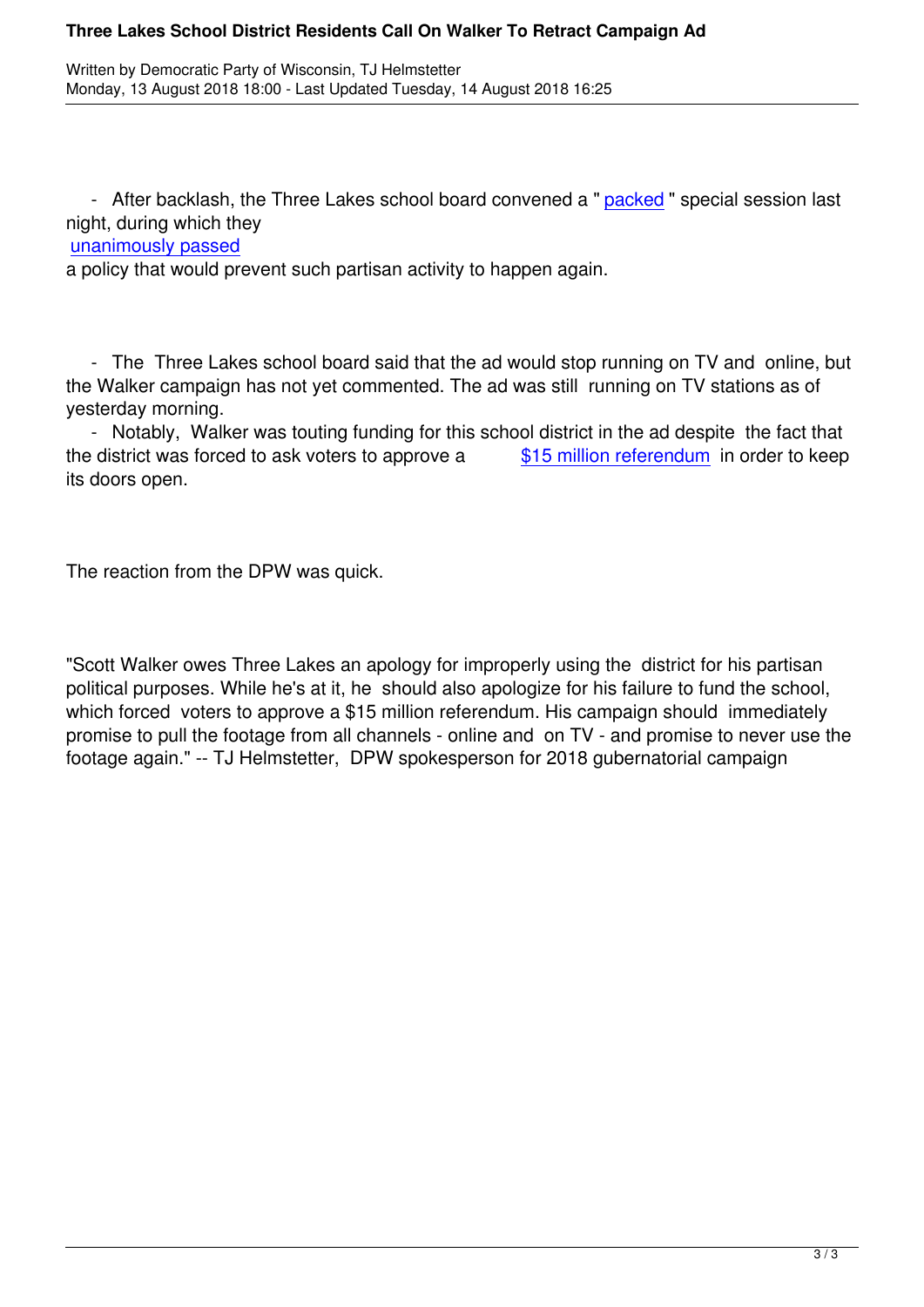- After backlash, the Three Lakes school board convened a " packed " special session last night, during which they unanimously passed a policy that would prevent such partisan activity to happen again.

- The Three Lakes school board said that the ad would stop running on TV and online, but the Walker campaign has not yet commented. The ad was still running on TV stations as of yesterday morning.
- Notably, Walker was touting funding for this school district in the ad despite the fact that the district was forced to ask voters to approve a $15 million referendum in order to keep its doors open.

The reaction from the DPW was quick.

"Scott Walker owes Three Lakes an apology for improperly using the district for his partisan political purposes. While he's at it, he should also apologize for his failure to fund the school, which forced voters to approve a $15 million referendum. His campaign should immediately promise to pull the footage from all channels - online and on TV - and promise to never use the footage again." -- TJ Helmstetter, DPW spokesperson for 2018 gubernatorial campaign